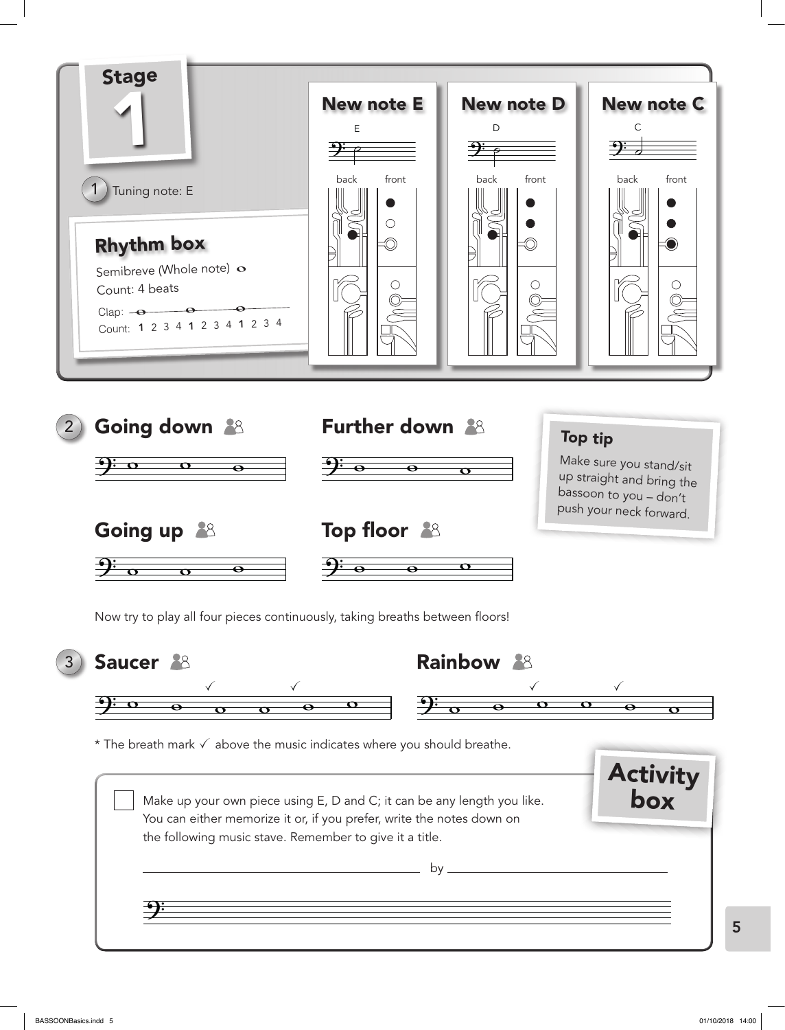# Stage 1

## New note E

E

back front

## New note D

D

back front

## New note C

C

back front

1 Tuning note: E

## Rhythm box

Semibreve (Whole note)

Count: 4 beats

Clap:

Count: **1** 2 3 4 **1** 2 3 4 **1** 2 3 4

2

## Going down

## Further down

## Going up

## Top floor

### Top tip

Make sure you stand/sit up straight and bring the bassoon to you – don't push your neck forward.

Now try to play all four pieces continuously, taking breaths between floors!

3

## Saucer

## Rainbow

* The breath mark ✓ above the music indicates where you should breathe.

## Activity box

☐ Make up your own piece using E, D and C; it can be any length you like. You can either memorize it or, if you prefer, write the notes down on the following music stave. Remember to give it a title.

______________________ by ______________________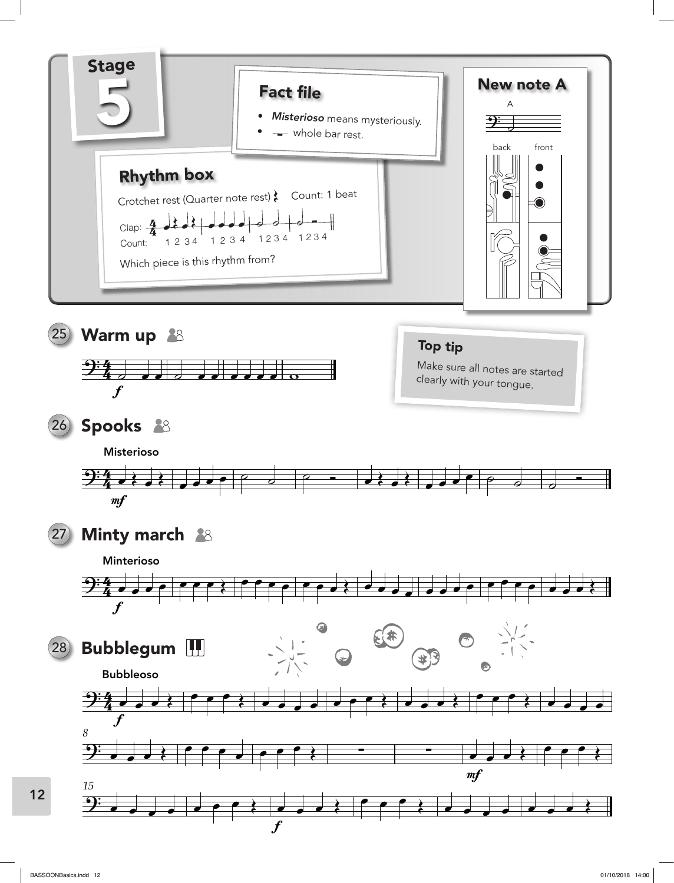# Stage 5

## Fact file

- *Misterioso* means mysteriously.
- 𝄻 whole bar rest.

## New note A

A

back front

## Rhythm box

Crotchet rest (Quarter note rest) 𝄽 Count: 1 beat

Clap:

Count: 1 2 3 4 1 2 3 4 1 2 3 4 1 2 3 4

Which piece is this rhythm from?

## 25 Warm up

***f***

## Top tip

Make sure all notes are started clearly with your tongue.

## 26 Spooks

**Misterioso**

***mf***

## 27 Minty march

**Minterioso**

***f***

## 28 Bubblegum

**Bubbleoso**

***f***

*8*

***mf***

*15*

***f***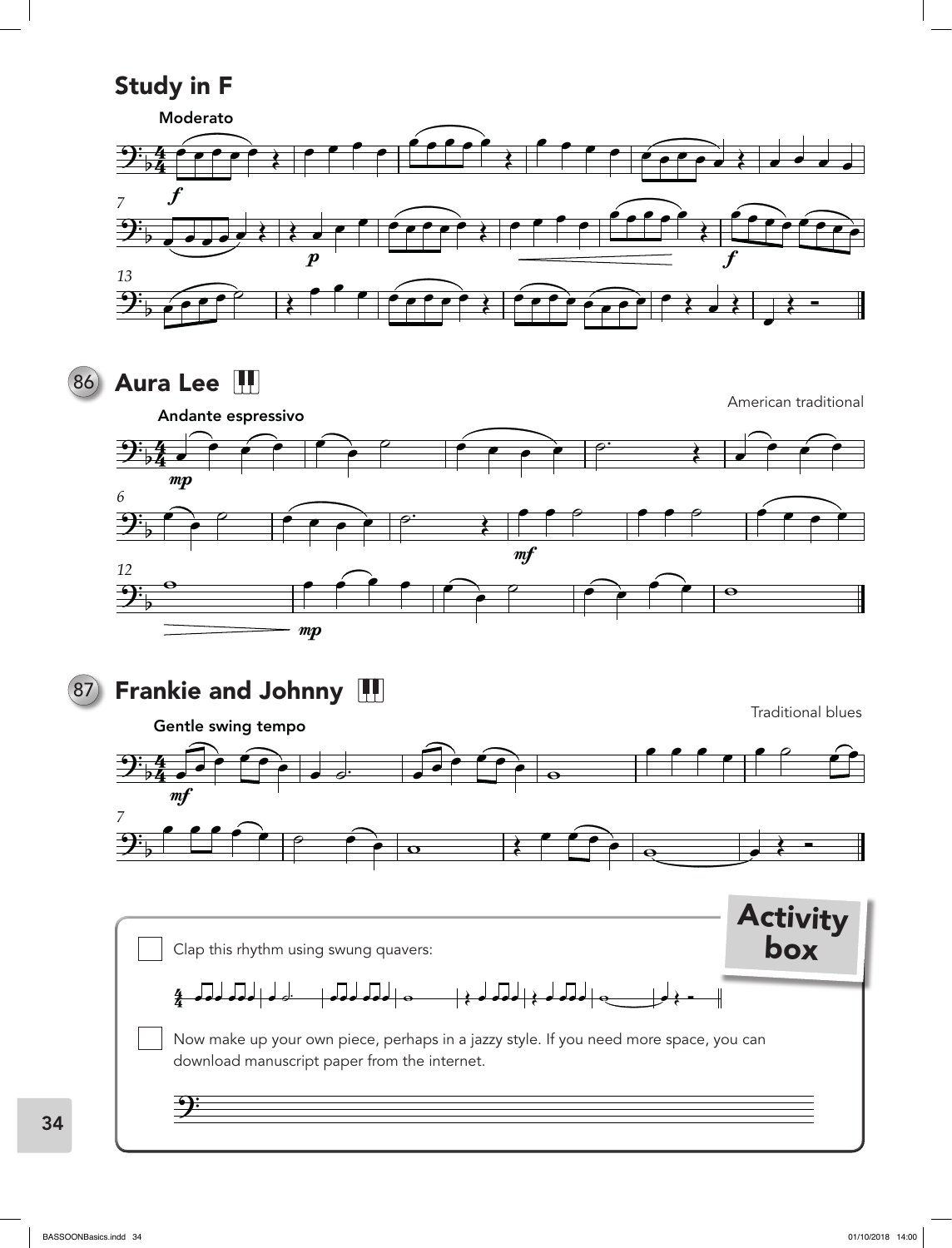## Study in F

Moderato

## 86 Aura Lee

Andante espressivo

American traditional

## 87 Frankie and Johnny

Gentle swing tempo

Traditional blues

**Activity box**

- [ ] Clap this rhythm using swung quavers:

- [ ] Now make up your own piece, perhaps in a jazzy style. If you need more space, you can download manuscript paper from the internet.